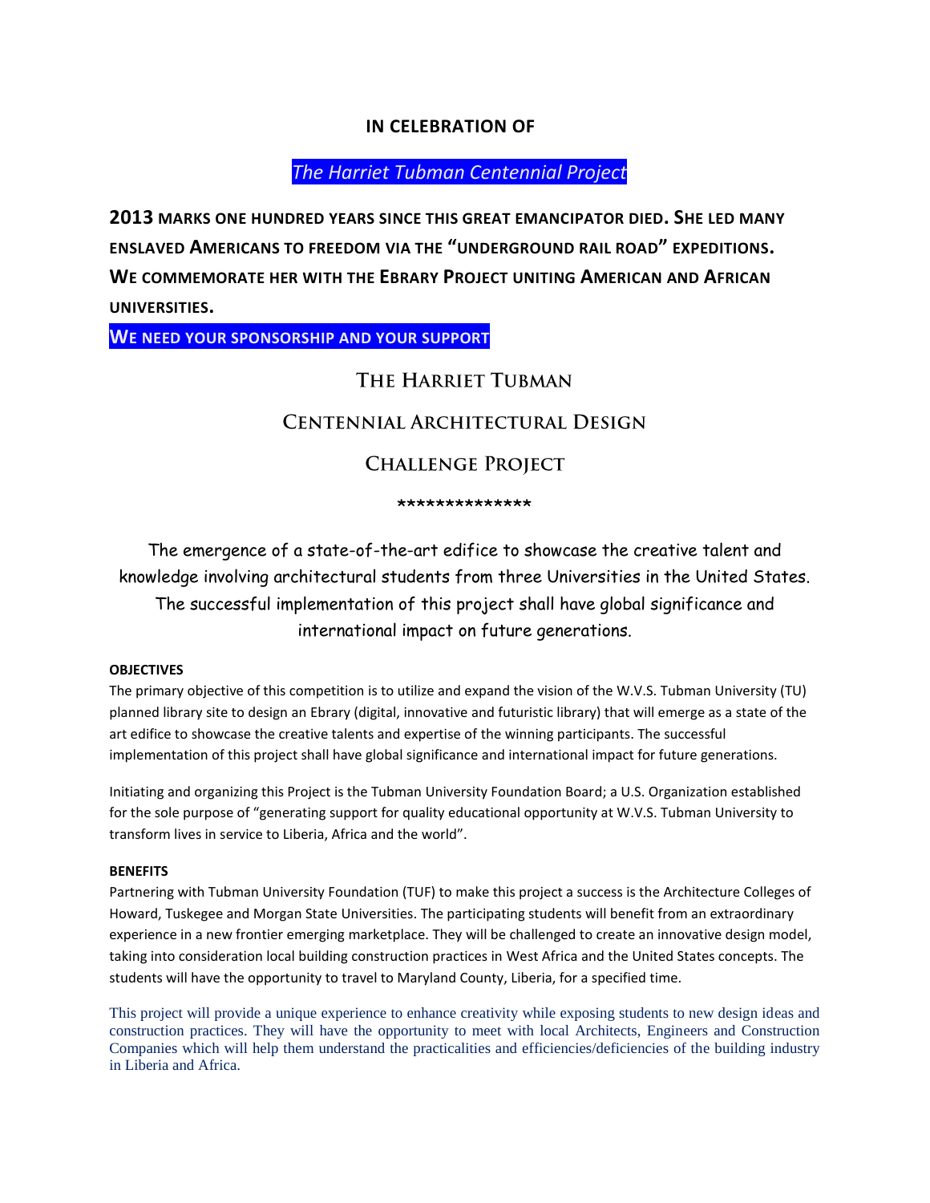## IN CELEBRATION OF

*The Harriet Tubman Centennial Project*

**2013 MARKS ONE HUNDRED YEARS SINCE THIS GREAT EMANCIPATOR DIED. SHE LED MANY ENSLAVED AMERICANS TO FREEDOM VIA THE "UNDERGROUND RAIL ROAD" EXPEDITIONS. WE COMMEMORATE HER WITH THE EBRARY PROJECT UNITING AMERICAN AND AFRICAN UNIVERSITIES.**

**WE NEED YOUR SPONSORSHIP AND YOUR SUPPORT**

# THE HARRIET TUBMAN CENTENNIAL ARCHITECTURAL DESIGN CHALLENGE PROJECT

**************

The emergence of a state-of-the-art edifice to showcase the creative talent and knowledge involving architectural students from three Universities in the United States. The successful implementation of this project shall have global significance and international impact on future generations.

**OBJECTIVES**

The primary objective of this competition is to utilize and expand the vision of the W.V.S. Tubman University (TU) planned library site to design an Ebrary (digital, innovative and futuristic library) that will emerge as a state of the art edifice to showcase the creative talents and expertise of the winning participants. The successful implementation of this project shall have global significance and international impact for future generations.

Initiating and organizing this Project is the Tubman University Foundation Board; a U.S. Organization established for the sole purpose of "generating support for quality educational opportunity at W.V.S. Tubman University to transform lives in service to Liberia, Africa and the world".

**BENEFITS**

Partnering with Tubman University Foundation (TUF) to make this project a success is the Architecture Colleges of Howard, Tuskegee and Morgan State Universities. The participating students will benefit from an extraordinary experience in a new frontier emerging marketplace. They will be challenged to create an innovative design model, taking into consideration local building construction practices in West Africa and the United States concepts. The students will have the opportunity to travel to Maryland County, Liberia, for a specified time.

This project will provide a unique experience to enhance creativity while exposing students to new design ideas and construction practices. They will have the opportunity to meet with local Architects, Engineers and Construction Companies which will help them understand the practicalities and efficiencies/deficiencies of the building industry in Liberia and Africa.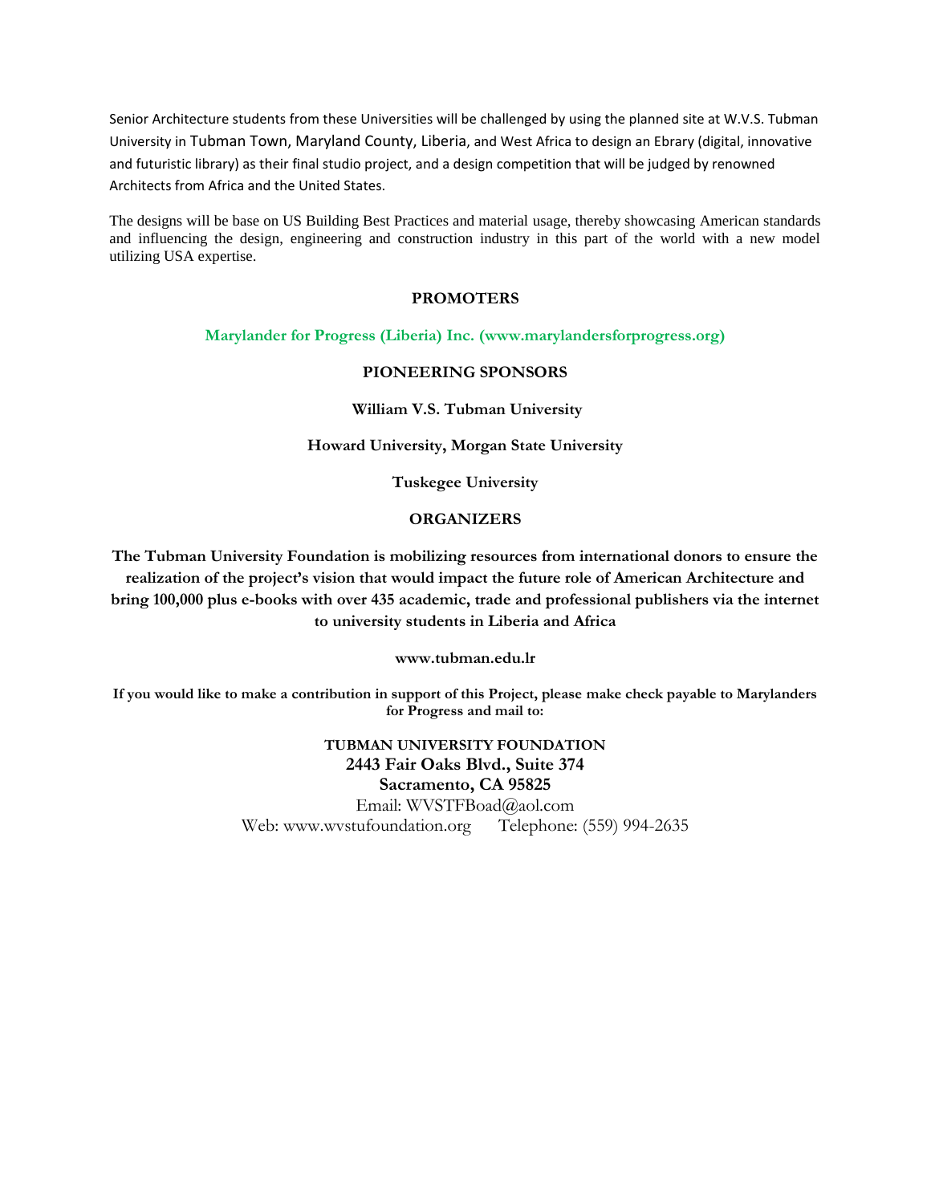Senior Architecture students from these Universities will be challenged by using the planned site at W.V.S. Tubman University in Tubman Town, Maryland County, Liberia, and West Africa to design an Ebrary (digital, innovative and futuristic library) as their final studio project, and a design competition that will be judged by renowned Architects from Africa and the United States.

The designs will be base on US Building Best Practices and material usage, thereby showcasing American standards and influencing the design, engineering and construction industry in this part of the world with a new model utilizing USA expertise.

**PROMOTERS**

**Marylander for Progress (Liberia) Inc. (www.marylandersforprogress.org)**

**PIONEERING SPONSORS**

**William V.S. Tubman University**

**Howard University, Morgan State University**

**Tuskegee University**

**ORGANIZERS**

**The Tubman University Foundation is mobilizing resources from international donors to ensure the realization of the project's vision that would impact the future role of American Architecture and bring 100,000 plus e-books with over 435 academic, trade and professional publishers via the internet to university students in Liberia and Africa**

**www.tubman.edu.lr**

**If you would like to make a contribution in support of this Project, please make check payable to Marylanders for Progress and mail to:**

**TUBMAN UNIVERSITY FOUNDATION**
**2443 Fair Oaks Blvd., Suite 374**
**Sacramento, CA 95825**
Email: WVSTFBoad@aol.com
Web: www.wvstufoundation.org Telephone: (559) 994-2635